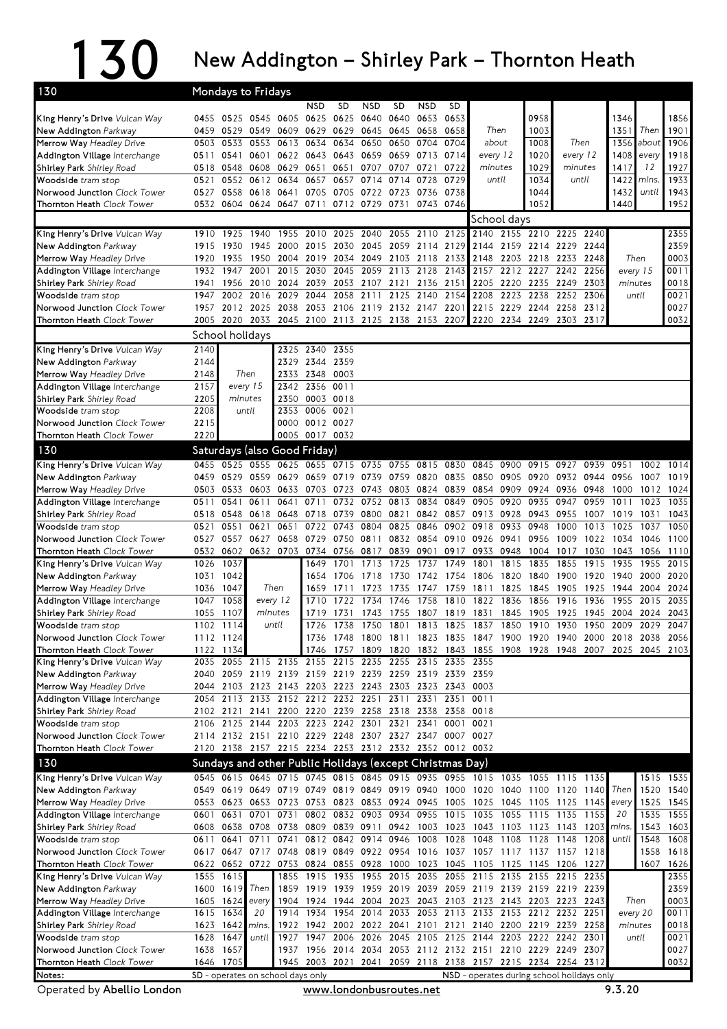# 130 New Addington – Shirley Park – Thornton Heath

## 130 Mondays to Fridays

| | | | | | NSD | SD | NSD | SD | NSD | SD | | | | | | | |
|---|---|---|---|---|---|---|---|---|---|---|---|---|---|---|---|---|---|
| King Henry's Drive *Vulcan Way* | 0455 | 0525 | 0545 | 0605 | 0625 | 0625 | 0640 | 0640 | 0653 | 0653 | | 0958 | | 1346 | | 1856 |
| New Addington *Parkway* | 0459 | 0529 | 0549 | 0609 | 0629 | 0629 | 0645 | 0645 | 0658 | 0658 | Then | 1003 | | 1351 | Then | 1901 |
| Merrow Way *Headley Drive* | 0503 | 0533 | 0553 | 0613 | 0634 | 0634 | 0650 | 0650 | 0704 | 0704 | about | 1008 | Then | 1356 | about | 1906 |
| Addington Village *Interchange* | 0511 | 0541 | 0601 | 0622 | 0643 | 0643 | 0659 | 0659 | 0713 | 0714 | every 12 | 1020 | every 12 | 1408 | every | 1918 |
| Shirley Park *Shirley Road* | 0518 | 0548 | 0608 | 0629 | 0651 | 0651 | 0707 | 0707 | 0721 | 0722 | minutes | 1029 | minutes | 1417 | 12 | 1927 |
| Woodside *tram stop* | 0521 | 0552 | 0612 | 0634 | 0657 | 0657 | 0714 | 0714 | 0728 | 0729 | until | 1034 | until | 1422 | mins. | 1933 |
| Norwood Junction *Clock Tower* | 0527 | 0558 | 0618 | 0641 | 0705 | 0705 | 0722 | 0723 | 0736 | 0738 | | 1044 | | 1432 | until | 1943 |
| Thornton Heath *Clock Tower* | 0532 | 0604 | 0624 | 0647 | 0711 | 0712 | 0729 | 0731 | 0743 | 0746 | | 1052 | | 1440 | | 1952 |

| | | | | | | | | | | | School days | | | | | | |
|---|---|---|---|---|---|---|---|---|---|---|---|---|---|---|---|---|---|
| King Henry's Drive *Vulcan Way* | 1910 | 1925 | 1940 | 1955 | 2010 | 2025 | 2040 | 2055 | 2110 | 2125 | 2140 | 2155 | 2210 | 2225 | 2240 | | 2355 |
| New Addington *Parkway* | 1915 | 1930 | 1945 | 2000 | 2015 | 2030 | 2045 | 2059 | 2114 | 2129 | 2144 | 2159 | 2214 | 2229 | 2244 | | 2359 |
| Merrow Way *Headley Drive* | 1920 | 1935 | 1950 | 2004 | 2019 | 2034 | 2049 | 2103 | 2118 | 2133 | 2148 | 2203 | 2218 | 2233 | 2248 | Then | 0003 |
| Addington Village *Interchange* | 1932 | 1947 | 2001 | 2015 | 2030 | 2045 | 2059 | 2113 | 2128 | 2143 | 2157 | 2212 | 2227 | 2242 | 2256 | every 15 | 0011 |
| Shirley Park *Shirley Road* | 1941 | 1956 | 2010 | 2024 | 2039 | 2053 | 2107 | 2121 | 2136 | 2151 | 2205 | 2220 | 2235 | 2249 | 2303 | minutes | 0018 |
| Woodside *tram stop* | 1947 | 2002 | 2016 | 2029 | 2044 | 2058 | 2111 | 2125 | 2140 | 2154 | 2208 | 2223 | 2238 | 2252 | 2306 | until | 0021 |
| Norwood Junction *Clock Tower* | 1957 | 2012 | 2025 | 2038 | 2053 | 2106 | 2119 | 2132 | 2147 | 2201 | 2215 | 2229 | 2244 | 2258 | 2312 | | 0027 |
| Thornton Heath *Clock Tower* | 2005 | 2020 | 2033 | 2045 | 2100 | 2113 | 2125 | 2138 | 2153 | 2207 | 2220 | 2234 | 2249 | 2303 | 2317 | | 0032 |

School holidays

| | | | | | |
|---|---|---|---|---|---|
| King Henry's Drive *Vulcan Way* | 2140 | | 2325 | 2340 | 2355 |
| New Addington *Parkway* | 2144 | | 2329 | 2344 | 2359 |
| Merrow Way *Headley Drive* | 2148 | Then | 2333 | 2348 | 0003 |
| Addington Village *Interchange* | 2157 | every 15 | 2342 | 2356 | 0011 |
| Shirley Park *Shirley Road* | 2205 | minutes | 2350 | 0003 | 0018 |
| Woodside *tram stop* | 2208 | until | 2353 | 0006 | 0021 |
| Norwood Junction *Clock Tower* | 2215 | | 0000 | 0012 | 0027 |
| Thornton Heath *Clock Tower* | 2220 | | 0005 | 0017 | 0032 |

## 130 Saturdays (also Good Friday)

| | | | | | | | | | | | | | | | | | |
|---|---|---|---|---|---|---|---|---|---|---|---|---|---|---|---|---|---|
| King Henry's Drive *Vulcan Way* | 0455 | 0525 | 0555 | 0625 | 0655 | 0715 | 0735 | 0755 | 0815 | 0830 | 0845 | 0900 | 0915 | 0927 | 0939 | 0951 | 1002 | 1014 |
| New Addington *Parkway* | 0459 | 0529 | 0559 | 0629 | 0659 | 0719 | 0739 | 0759 | 0820 | 0835 | 0850 | 0905 | 0920 | 0932 | 0944 | 0956 | 1007 | 1019 |
| Merrow Way *Headley Drive* | 0503 | 0533 | 0603 | 0633 | 0703 | 0723 | 0743 | 0803 | 0824 | 0839 | 0854 | 0909 | 0924 | 0936 | 0948 | 1000 | 1012 | 1024 |
| Addington Village *Interchange* | 0511 | 0541 | 0611 | 0641 | 0711 | 0732 | 0752 | 0813 | 0834 | 0849 | 0905 | 0920 | 0935 | 0947 | 0959 | 1011 | 1023 | 1035 |
| Shirley Park *Shirley Road* | 0518 | 0548 | 0618 | 0648 | 0718 | 0739 | 0800 | 0821 | 0842 | 0857 | 0913 | 0928 | 0943 | 0955 | 1007 | 1019 | 1031 | 1043 |
| Woodside *tram stop* | 0521 | 0551 | 0621 | 0651 | 0722 | 0743 | 0804 | 0825 | 0846 | 0902 | 0918 | 0933 | 0948 | 1000 | 1013 | 1025 | 1037 | 1050 |
| Norwood Junction *Clock Tower* | 0527 | 0557 | 0627 | 0658 | 0729 | 0750 | 0811 | 0832 | 0854 | 0910 | 0926 | 0941 | 0956 | 1009 | 1022 | 1034 | 1046 | 1100 |
| Thornton Heath *Clock Tower* | 0532 | 0602 | 0632 | 0703 | 0734 | 0756 | 0817 | 0839 | 0901 | 0917 | 0933 | 0948 | 1004 | 1017 | 1030 | 1043 | 1056 | 1110 |

| | | | | | | | | | | | | | | | | | |
|---|---|---|---|---|---|---|---|---|---|---|---|---|---|---|---|---|---|
| King Henry's Drive *Vulcan Way* | 1026 | 1037 | | 1649 | 1701 | 1713 | 1725 | 1737 | 1749 | 1801 | 1815 | 1835 | 1855 | 1915 | 1935 | 1955 | 2015 |
| New Addington *Parkway* | 1031 | 1042 | | 1654 | 1706 | 1718 | 1730 | 1742 | 1754 | 1806 | 1820 | 1840 | 1900 | 1920 | 1940 | 2000 | 2020 |
| Merrow Way *Headley Drive* | 1036 | 1047 | Then | 1659 | 1711 | 1723 | 1735 | 1747 | 1759 | 1811 | 1825 | 1845 | 1905 | 1925 | 1944 | 2004 | 2024 |
| Addington Village *Interchange* | 1047 | 1058 | every 12 | 1710 | 1722 | 1734 | 1746 | 1758 | 1810 | 1822 | 1836 | 1856 | 1916 | 1936 | 1955 | 2015 | 2035 |
| Shirley Park *Shirley Road* | 1055 | 1107 | minutes | 1719 | 1731 | 1743 | 1755 | 1807 | 1819 | 1831 | 1845 | 1905 | 1925 | 1945 | 2004 | 2024 | 2043 |
| Woodside *tram stop* | 1102 | 1114 | until | 1726 | 1738 | 1750 | 1801 | 1813 | 1825 | 1837 | 1850 | 1910 | 1930 | 1950 | 2009 | 2029 | 2047 |
| Norwood Junction *Clock Tower* | 1112 | 1124 | | 1736 | 1748 | 1800 | 1811 | 1823 | 1835 | 1847 | 1900 | 1920 | 1940 | 2000 | 2018 | 2038 | 2056 |
| Thornton Heath *Clock Tower* | 1122 | 1134 | | 1746 | 1757 | 1809 | 1820 | 1832 | 1843 | 1855 | 1908 | 1928 | 1948 | 2007 | 2025 | 2045 | 2103 |

| | | | | | | | | | | | |
|---|---|---|---|---|---|---|---|---|---|---|---|
| King Henry's Drive *Vulcan Way* | 2035 | 2055 | 2115 | 2135 | 2155 | 2215 | 2235 | 2255 | 2315 | 2335 | 2355 |
| New Addington *Parkway* | 2040 | 2059 | 2119 | 2139 | 2159 | 2219 | 2239 | 2259 | 2319 | 2339 | 2359 |
| Merrow Way *Headley Drive* | 2044 | 2103 | 2123 | 2143 | 2203 | 2223 | 2243 | 2303 | 2323 | 2343 | 0003 |
| Addington Village *Interchange* | 2054 | 2113 | 2133 | 2152 | 2212 | 2232 | 2251 | 2311 | 2331 | 2351 | 0011 |
| Shirley Park *Shirley Road* | 2102 | 2121 | 2141 | 2200 | 2220 | 2239 | 2258 | 2318 | 2338 | 2358 | 0018 |
| Woodside *tram stop* | 2106 | 2125 | 2144 | 2203 | 2223 | 2242 | 2301 | 2321 | 2341 | 0001 | 0021 |
| Norwood Junction *Clock Tower* | 2114 | 2132 | 2151 | 2210 | 2229 | 2248 | 2307 | 2327 | 2347 | 0007 | 0027 |
| Thornton Heath *Clock Tower* | 2120 | 2138 | 2157 | 2215 | 2234 | 2253 | 2312 | 2332 | 2352 | 0012 | 0032 |

## 130 Sundays and other Public Holidays (except Christmas Day)

| | | | | | | | | | | | | | | | | | | |
|---|---|---|---|---|---|---|---|---|---|---|---|---|---|---|---|---|---|---|
| King Henry's Drive *Vulcan Way* | 0545 | 0615 | 0645 | 0715 | 0745 | 0815 | 0845 | 0915 | 0935 | 0955 | 1015 | 1035 | 1055 | 1115 | 1135 | | 1515 | 1535 |
| New Addington *Parkway* | 0549 | 0619 | 0649 | 0719 | 0749 | 0819 | 0849 | 0919 | 0940 | 1000 | 1020 | 1040 | 1100 | 1120 | 1140 | Then | 1520 | 1540 |
| Merrow Way *Headley Drive* | 0553 | 0623 | 0653 | 0723 | 0753 | 0823 | 0853 | 0924 | 0945 | 1005 | 1025 | 1045 | 1105 | 1125 | 1145 | every | 1525 | 1545 |
| Addington Village *Interchange* | 0601 | 0631 | 0701 | 0731 | 0802 | 0832 | 0903 | 0934 | 0955 | 1015 | 1035 | 1055 | 1115 | 1135 | 1155 | 20 | 1535 | 1555 |
| Shirley Park *Shirley Road* | 0608 | 0638 | 0708 | 0738 | 0809 | 0839 | 0911 | 0942 | 1003 | 1023 | 1043 | 1103 | 1123 | 1143 | 1203 | mins. | 1543 | 1603 |
| Woodside *tram stop* | 0611 | 0641 | 0711 | 0741 | 0812 | 0842 | 0914 | 0946 | 1008 | 1028 | 1048 | 1108 | 1128 | 1148 | 1208 | until | 1548 | 1608 |
| Norwood Junction *Clock Tower* | 0617 | 0647 | 0717 | 0748 | 0819 | 0849 | 0922 | 0954 | 1016 | 1037 | 1057 | 1117 | 1137 | 1157 | 1218 | | 1558 | 1618 |
| Thornton Heath *Clock Tower* | 0622 | 0652 | 0722 | 0753 | 0824 | 0855 | 0928 | 1000 | 1023 | 1045 | 1105 | 1125 | 1145 | 1206 | 1227 | | 1607 | 1626 |

| | | | | | | | | | | | | | | | | | |
|---|---|---|---|---|---|---|---|---|---|---|---|---|---|---|---|---|---|
| King Henry's Drive *Vulcan Way* | 1555 | 1615 | | 1855 | 1915 | 1935 | 1955 | 2015 | 2035 | 2055 | 2115 | 2135 | 2155 | 2215 | 2235 | | 2355 |
| New Addington *Parkway* | 1600 | 1619 | Then | 1859 | 1919 | 1939 | 1959 | 2019 | 2039 | 2059 | 2119 | 2139 | 2159 | 2219 | 2239 | | 2359 |
| Merrow Way *Headley Drive* | 1605 | 1624 | every | 1904 | 1924 | 1944 | 2004 | 2023 | 2043 | 2103 | 2123 | 2143 | 2203 | 2223 | 2243 | Then | 0003 |
| Addington Village *Interchange* | 1615 | 1634 | 20 | 1914 | 1934 | 1954 | 2014 | 2033 | 2053 | 2113 | 2133 | 2153 | 2212 | 2232 | 2251 | every 20 | 0011 |
| Shirley Park *Shirley Road* | 1623 | 1642 | mins. | 1922 | 1942 | 2002 | 2022 | 2041 | 2101 | 2121 | 2140 | 2200 | 2219 | 2239 | 2258 | minutes | 0018 |
| Woodside *tram stop* | 1628 | 1647 | until | 1927 | 1947 | 2006 | 2026 | 2045 | 2105 | 2125 | 2144 | 2203 | 2222 | 2242 | 2301 | until | 0021 |
| Norwood Junction *Clock Tower* | 1638 | 1657 | | 1937 | 1956 | 2014 | 2034 | 2053 | 2112 | 2132 | 2151 | 2210 | 2229 | 2249 | 2307 | | 0027 |
| Thornton Heath *Clock Tower* | 1646 | 1705 | | 1945 | 2003 | 2021 | 2041 | 2059 | 2118 | 2138 | 2157 | 2215 | 2234 | 2254 | 2312 | | 0032 |

Notes: SD - operates on school days only; NSD - operates during school holidays only

Operated by **Abellio London** www.londonbusroutes.net 9.3.20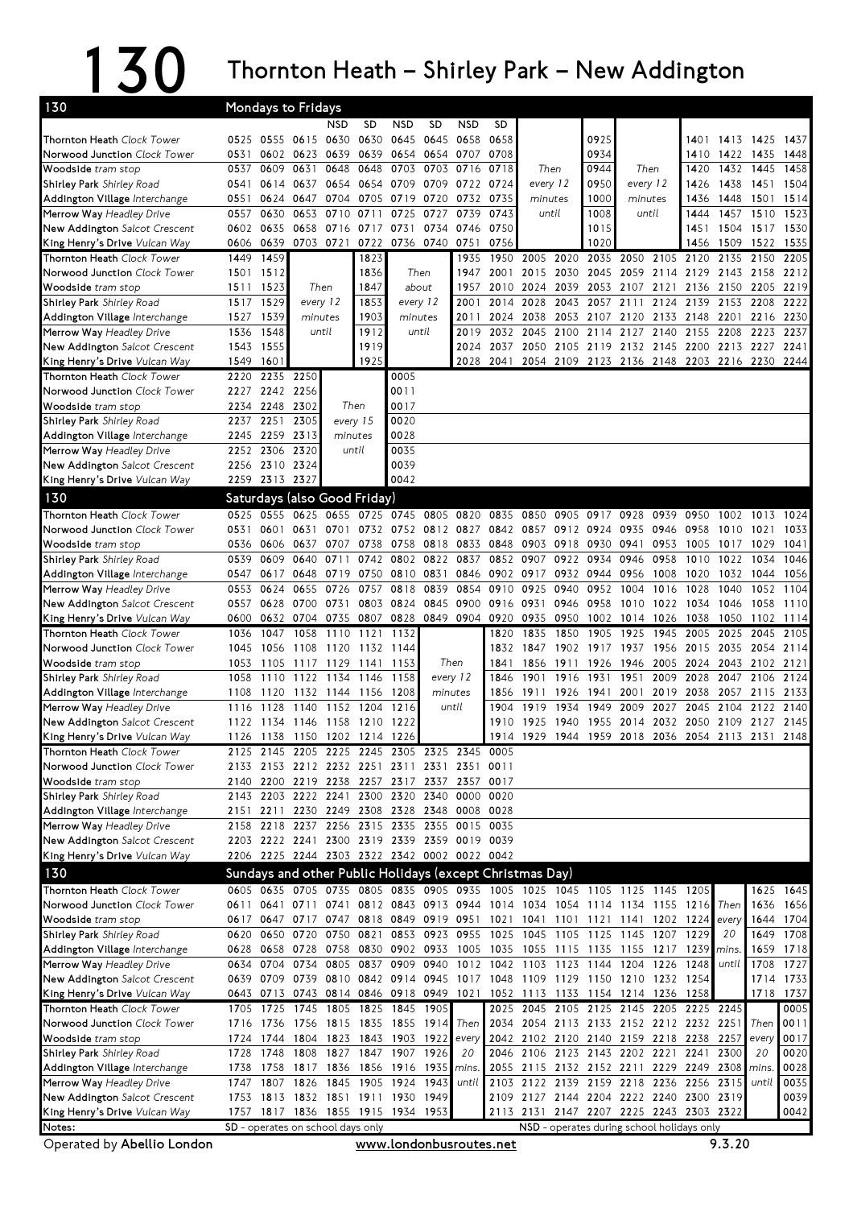# 130 Thornton Heath – Shirley Park – New Addington

## 130 Mondays to Fridays

| | | | | | | | | | | | | | | | | | | |
|---|---|---|---|---|---|---|---|---|---|---|---|---|---|---|---|---|---|---|
| | | | | NSD | SD | NSD | SD | NSD | SD | | | | | | | | | |
| **Thornton Heath** Clock Tower | 0525 | 0555 | 0615 | 0630 | 0630 | 0645 | 0645 | 0658 | 0658 | | 0925 | | 1401 | 1413 | 1425 | 1437 |
| **Norwood Junction** Clock Tower | 0531 | 0602 | 0623 | 0639 | 0639 | 0654 | 0654 | 0707 | 0708 | | 0934 | | 1410 | 1422 | 1435 | 1448 |
| **Woodside** tram stop | 0537 | 0609 | 0631 | 0648 | 0648 | 0703 | 0703 | 0716 | 0718 | Then | 0944 | Then | 1420 | 1432 | 1445 | 1458 |
| **Shirley Park** Shirley Road | 0541 | 0614 | 0637 | 0654 | 0654 | 0709 | 0709 | 0722 | 0724 | every 12 | 0950 | every 12 | 1426 | 1438 | 1451 | 1504 |
| **Addington Village** Interchange | 0551 | 0624 | 0647 | 0704 | 0705 | 0719 | 0720 | 0732 | 0735 | minutes | 1000 | minutes | 1436 | 1448 | 1501 | 1514 |
| **Merrow Way** Headley Drive | 0557 | 0630 | 0653 | 0710 | 0711 | 0725 | 0727 | 0739 | 0743 | until | 1008 | until | 1444 | 1457 | 1510 | 1523 |
| **New Addington** Salcot Crescent | 0602 | 0635 | 0658 | 0716 | 0717 | 0731 | 0734 | 0746 | 0750 | | 1015 | | 1451 | 1504 | 1517 | 1530 |
| **King Henry's Drive** Vulcan Way | 0606 | 0639 | 0703 | 0721 | 0722 | 0736 | 0740 | 0751 | 0756 | | 1020 | | 1456 | 1509 | 1522 | 1535 |

| | | | | | | | | | | | | | | | | | | |
|---|---|---|---|---|---|---|---|---|---|---|---|---|---|---|---|---|---|---|
| **Thornton Heath** Clock Tower | 1449 | 1459 | | 1823 | | 1935 | 1950 | 2005 | 2020 | 2035 | 2050 | 2105 | 2120 | 2135 | 2150 | 2205 |
| **Norwood Junction** Clock Tower | 1501 | 1512 | | 1836 | Then | 1947 | 2001 | 2015 | 2030 | 2045 | 2059 | 2114 | 2129 | 2143 | 2158 | 2212 |
| **Woodside** tram stop | 1511 | 1523 | Then | 1847 | about | 1957 | 2010 | 2024 | 2039 | 2053 | 2107 | 2121 | 2136 | 2150 | 2205 | 2219 |
| **Shirley Park** Shirley Road | 1517 | 1529 | every 12 | 1853 | every 12 | 2001 | 2014 | 2028 | 2043 | 2057 | 2111 | 2124 | 2139 | 2153 | 2208 | 2222 |
| **Addington Village** Interchange | 1527 | 1539 | minutes | 1903 | minutes | 2011 | 2024 | 2038 | 2053 | 2107 | 2120 | 2133 | 2148 | 2201 | 2216 | 2230 |
| **Merrow Way** Headley Drive | 1536 | 1548 | until | 1912 | until | 2019 | 2032 | 2045 | 2100 | 2114 | 2127 | 2140 | 2155 | 2208 | 2223 | 2237 |
| **New Addington** Salcot Crescent | 1543 | 1555 | | 1919 | | 2024 | 2037 | 2050 | 2105 | 2119 | 2132 | 2145 | 2200 | 2213 | 2227 | 2241 |
| **King Henry's Drive** Vulcan Way | 1549 | 1601 | | 1925 | | 2028 | 2041 | 2054 | 2109 | 2123 | 2136 | 2148 | 2203 | 2216 | 2230 | 2244 |

| | | | | | |
|---|---|---|---|---|---|
| **Thornton Heath** Clock Tower | 2220 | 2235 | 2250 | | 0005 |
| **Norwood Junction** Clock Tower | 2227 | 2242 | 2256 | | 0011 |
| **Woodside** tram stop | 2234 | 2248 | 2302 | Then | 0017 |
| **Shirley Park** Shirley Road | 2237 | 2251 | 2305 | every 15 | 0020 |
| **Addington Village** Interchange | 2245 | 2259 | 2313 | minutes | 0028 |
| **Merrow Way** Headley Drive | 2252 | 2306 | 2320 | until | 0035 |
| **New Addington** Salcot Crescent | 2256 | 2310 | 2324 | | 0039 |
| **King Henry's Drive** Vulcan Way | 2259 | 2313 | 2327 | | 0042 |

## 130 Saturdays (also Good Friday)

| | | | | | | | | | | | | | | | | | | |
|---|---|---|---|---|---|---|---|---|---|---|---|---|---|---|---|---|---|---|
| **Thornton Heath** Clock Tower | 0525 | 0555 | 0625 | 0655 | 0725 | 0745 | 0805 | 0820 | 0835 | 0850 | 0905 | 0917 | 0928 | 0939 | 0950 | 1002 | 1013 | 1024 |
| **Norwood Junction** Clock Tower | 0531 | 0601 | 0631 | 0701 | 0732 | 0752 | 0812 | 0827 | 0842 | 0857 | 0912 | 0924 | 0935 | 0946 | 0958 | 1010 | 1021 | 1033 |
| **Woodside** tram stop | 0536 | 0606 | 0637 | 0707 | 0738 | 0758 | 0818 | 0833 | 0848 | 0903 | 0918 | 0930 | 0941 | 0953 | 1005 | 1017 | 1029 | 1041 |
| **Shirley Park** Shirley Road | 0539 | 0609 | 0640 | 0711 | 0742 | 0802 | 0822 | 0837 | 0852 | 0907 | 0922 | 0934 | 0946 | 0958 | 1010 | 1022 | 1034 | 1046 |
| **Addington Village** Interchange | 0547 | 0617 | 0648 | 0719 | 0750 | 0810 | 0831 | 0846 | 0902 | 0917 | 0932 | 0944 | 0956 | 1008 | 1020 | 1032 | 1044 | 1056 |
| **Merrow Way** Headley Drive | 0553 | 0624 | 0655 | 0726 | 0757 | 0818 | 0839 | 0854 | 0910 | 0925 | 0940 | 0952 | 1004 | 1016 | 1028 | 1040 | 1052 | 1104 |
| **New Addington** Salcot Crescent | 0557 | 0628 | 0700 | 0731 | 0803 | 0824 | 0845 | 0900 | 0916 | 0931 | 0946 | 0958 | 1010 | 1022 | 1034 | 1046 | 1058 | 1110 |
| **King Henry's Drive** Vulcan Way | 0600 | 0632 | 0704 | 0735 | 0807 | 0828 | 0849 | 0904 | 0920 | 0935 | 0950 | 1002 | 1014 | 1026 | 1038 | 1050 | 1102 | 1114 |

| | | | | | | | | | | | | | | | | | |
|---|---|---|---|---|---|---|---|---|---|---|---|---|---|---|---|---|---|
| **Thornton Heath** Clock Tower | 1036 | 1047 | 1058 | 1110 | 1121 | 1132 | | 1820 | 1835 | 1850 | 1905 | 1925 | 1945 | 2005 | 2025 | 2045 | 2105 |
| **Norwood Junction** Clock Tower | 1045 | 1056 | 1108 | 1120 | 1132 | 1144 | | 1832 | 1847 | 1902 | 1917 | 1937 | 1956 | 2015 | 2035 | 2054 | 2114 |
| **Woodside** tram stop | 1053 | 1105 | 1117 | 1129 | 1141 | 1153 | Then | 1841 | 1856 | 1911 | 1926 | 1946 | 2005 | 2024 | 2043 | 2102 | 2121 |
| **Shirley Park** Shirley Road | 1058 | 1110 | 1122 | 1134 | 1146 | 1158 | every 12 | 1846 | 1901 | 1916 | 1931 | 1951 | 2009 | 2028 | 2047 | 2106 | 2124 |
| **Addington Village** Interchange | 1108 | 1120 | 1132 | 1144 | 1156 | 1208 | minutes | 1856 | 1911 | 1926 | 1941 | 2001 | 2019 | 2038 | 2057 | 2115 | 2133 |
| **Merrow Way** Headley Drive | 1116 | 1128 | 1140 | 1152 | 1204 | 1216 | until | 1904 | 1919 | 1934 | 1949 | 2009 | 2027 | 2045 | 2104 | 2122 | 2140 |
| **New Addington** Salcot Crescent | 1122 | 1134 | 1146 | 1158 | 1210 | 1222 | | 1910 | 1925 | 1940 | 1955 | 2014 | 2032 | 2050 | 2109 | 2127 | 2145 |
| **King Henry's Drive** Vulcan Way | 1126 | 1138 | 1150 | 1202 | 1214 | 1226 | | 1914 | 1929 | 1944 | 1959 | 2018 | 2036 | 2054 | 2113 | 2131 | 2148 |

| | | | | | | | | | |
|---|---|---|---|---|---|---|---|---|---|
| **Thornton Heath** Clock Tower | 2125 | 2145 | 2205 | 2225 | 2245 | 2305 | 2325 | 2345 | 0005 |
| **Norwood Junction** Clock Tower | 2133 | 2153 | 2212 | 2232 | 2251 | 2311 | 2331 | 2351 | 0011 |
| **Woodside** tram stop | 2140 | 2200 | 2219 | 2238 | 2257 | 2317 | 2337 | 2357 | 0017 |
| **Shirley Park** Shirley Road | 2143 | 2203 | 2222 | 2241 | 2300 | 2320 | 2340 | 0000 | 0020 |
| **Addington Village** Interchange | 2151 | 2211 | 2230 | 2249 | 2308 | 2328 | 2348 | 0008 | 0028 |
| **Merrow Way** Headley Drive | 2158 | 2218 | 2237 | 2256 | 2315 | 2335 | 2355 | 0015 | 0035 |
| **New Addington** Salcot Crescent | 2203 | 2222 | 2241 | 2300 | 2319 | 2339 | 2359 | 0019 | 0039 |
| **King Henry's Drive** Vulcan Way | 2206 | 2225 | 2244 | 2303 | 2322 | 2342 | 0002 | 0022 | 0042 |

## 130 Sundays and other Public Holidays (except Christmas Day)

| | | | | | | | | | | | | | | | | | | |
|---|---|---|---|---|---|---|---|---|---|---|---|---|---|---|---|---|---|---|
| **Thornton Heath** Clock Tower | 0605 | 0635 | 0705 | 0735 | 0805 | 0835 | 0905 | 0935 | 1005 | 1025 | 1045 | 1105 | 1125 | 1145 | 1205 | | 1625 | 1645 |
| **Norwood Junction** Clock Tower | 0611 | 0641 | 0711 | 0741 | 0812 | 0843 | 0913 | 0944 | 1014 | 1034 | 1054 | 1114 | 1134 | 1155 | 1216 | Then | 1636 | 1656 |
| **Woodside** tram stop | 0617 | 0647 | 0717 | 0747 | 0818 | 0849 | 0919 | 0951 | 1021 | 1041 | 1101 | 1121 | 1141 | 1202 | 1224 | every | 1644 | 1704 |
| **Shirley Park** Shirley Road | 0620 | 0650 | 0720 | 0750 | 0821 | 0853 | 0923 | 0955 | 1025 | 1045 | 1105 | 1125 | 1145 | 1207 | 1229 | 20 | 1649 | 1708 |
| **Addington Village** Interchange | 0628 | 0658 | 0728 | 0758 | 0830 | 0902 | 0933 | 1005 | 1035 | 1055 | 1115 | 1135 | 1155 | 1217 | 1239 | mins. | 1659 | 1718 |
| **Merrow Way** Headley Drive | 0634 | 0704 | 0734 | 0805 | 0837 | 0909 | 0940 | 1012 | 1042 | 1103 | 1123 | 1144 | 1204 | 1226 | 1248 | until | 1708 | 1727 |
| **New Addington** Salcot Crescent | 0639 | 0709 | 0739 | 0810 | 0842 | 0914 | 0945 | 1017 | 1048 | 1109 | 1129 | 1150 | 1210 | 1232 | 1254 | | 1714 | 1733 |
| **King Henry's Drive** Vulcan Way | 0643 | 0713 | 0743 | 0814 | 0846 | 0918 | 0949 | 1021 | 1052 | 1113 | 1133 | 1154 | 1214 | 1236 | 1258 | | 1718 | 1737 |

| | | | | | | | | | | | | | | | | | |
|---|---|---|---|---|---|---|---|---|---|---|---|---|---|---|---|---|---|
| **Thornton Heath** Clock Tower | 1705 | 1725 | 1745 | 1805 | 1825 | 1845 | 1905 | | 2025 | 2045 | 2105 | 2125 | 2145 | 2205 | 2225 | 2245 | | 0005 |
| **Norwood Junction** Clock Tower | 1716 | 1736 | 1756 | 1815 | 1835 | 1855 | 1914 | Then | 2034 | 2054 | 2113 | 2133 | 2152 | 2212 | 2232 | 2251 | Then | 0011 |
| **Woodside** tram stop | 1724 | 1744 | 1804 | 1823 | 1843 | 1903 | 1922 | every | 2042 | 2102 | 2120 | 2140 | 2159 | 2218 | 2238 | 2257 | every | 0017 |
| **Shirley Park** Shirley Road | 1728 | 1748 | 1808 | 1827 | 1847 | 1907 | 1926 | 20 | 2046 | 2106 | 2123 | 2143 | 2202 | 2221 | 2241 | 2300 | 20 | 0020 |
| **Addington Village** Interchange | 1738 | 1758 | 1817 | 1836 | 1856 | 1916 | 1935 | mins. | 2055 | 2115 | 2132 | 2152 | 2211 | 2229 | 2249 | 2308 | mins. | 0028 |
| **Merrow Way** Headley Drive | 1747 | 1807 | 1826 | 1845 | 1905 | 1924 | 1943 | until | 2103 | 2122 | 2139 | 2159 | 2218 | 2236 | 2256 | 2315 | until | 0035 |
| **New Addington** Salcot Crescent | 1753 | 1813 | 1832 | 1851 | 1911 | 1930 | 1949 | | 2109 | 2127 | 2144 | 2204 | 2222 | 2240 | 2300 | 2319 | | 0039 |
| **King Henry's Drive** Vulcan Way | 1757 | 1817 | 1836 | 1855 | 1915 | 1934 | 1953 | | 2113 | 2131 | 2147 | 2207 | 2225 | 2243 | 2303 | 2322 | | 0042 |

Notes: SD - operates on school days only. NSD - operates during school holidays only

Operated by **Abellio London** www.londonbusroutes.net 9.3.20